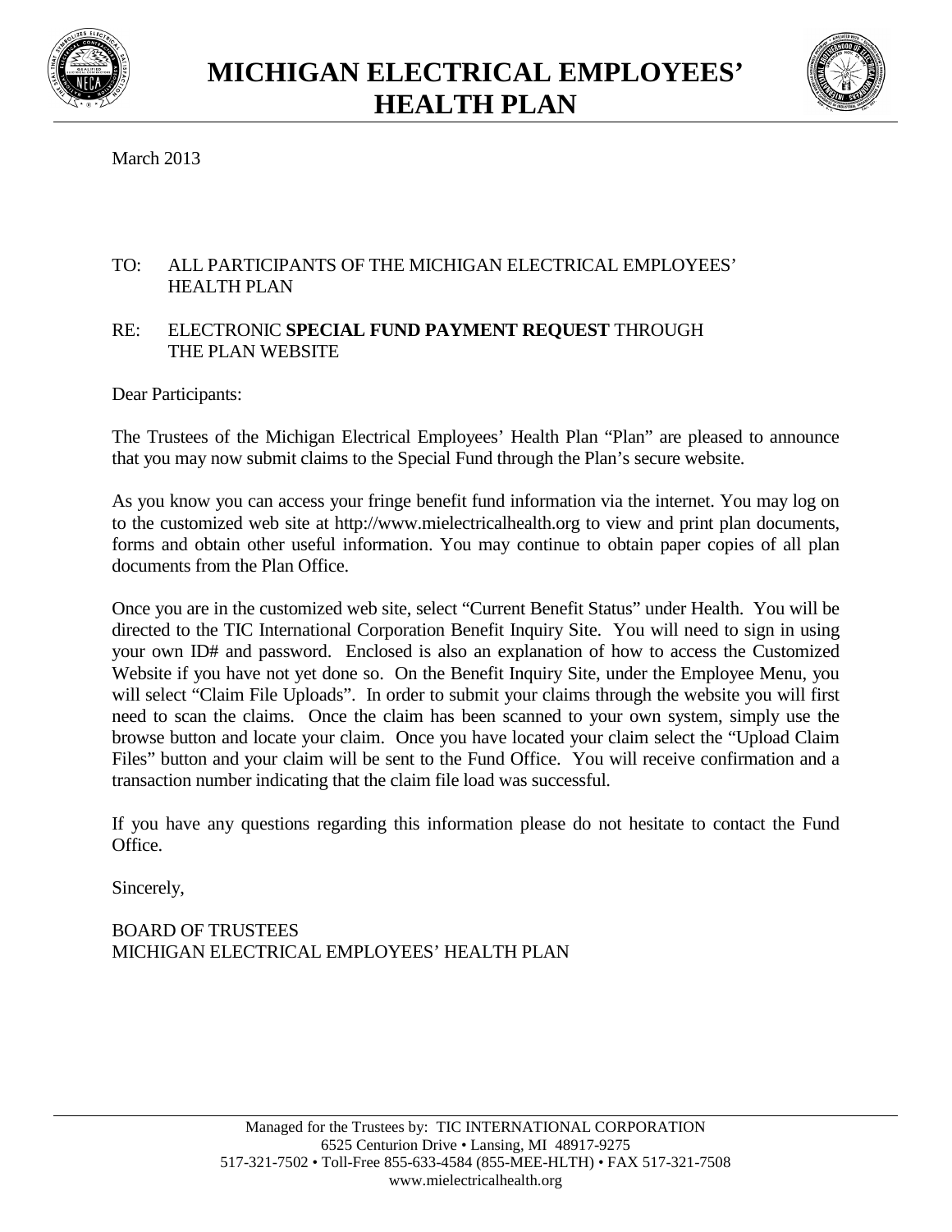# MICHIGAN ELECTRICAL EMPLOYEES' HEALTH PLAN

March 2013

TO: ALL PARTICIPANTS OF THE MICHIGAN ELECTRICAL EMPLOYEES' HEALTH PLAN

RE: ELECTRONIC **SPECIAL FUND PAYMENT REQUEST** THROUGH THE PLAN WEBSITE

Dear Participants:

The Trustees of the Michigan Electrical Employees' Health Plan "Plan" are pleased to announce that you may now submit claims to the Special Fund through the Plan's secure website.

As you know you can access your fringe benefit fund information via the internet. You may log on to the customized web site at http://www.mielectricalhealth.org to view and print plan documents, forms and obtain other useful information. You may continue to obtain paper copies of all plan documents from the Plan Office.

Once you are in the customized web site, select "Current Benefit Status" under Health. You will be directed to the TIC International Corporation Benefit Inquiry Site. You will need to sign in using your own ID# and password. Enclosed is also an explanation of how to access the Customized Website if you have not yet done so. On the Benefit Inquiry Site, under the Employee Menu, you will select "Claim File Uploads". In order to submit your claims through the website you will first need to scan the claims. Once the claim has been scanned to your own system, simply use the browse button and locate your claim. Once you have located your claim select the "Upload Claim Files" button and your claim will be sent to the Fund Office. You will receive confirmation and a transaction number indicating that the claim file load was successful.

If you have any questions regarding this information please do not hesitate to contact the Fund Office.

Sincerely,

BOARD OF TRUSTEES
MICHIGAN ELECTRICAL EMPLOYEES' HEALTH PLAN

Managed for the Trustees by: TIC INTERNATIONAL CORPORATION
6525 Centurion Drive • Lansing, MI 48917-9275
517-321-7502 • Toll-Free 855-633-4584 (855-MEE-HLTH) • FAX 517-321-7508
www.mielectricalhealth.org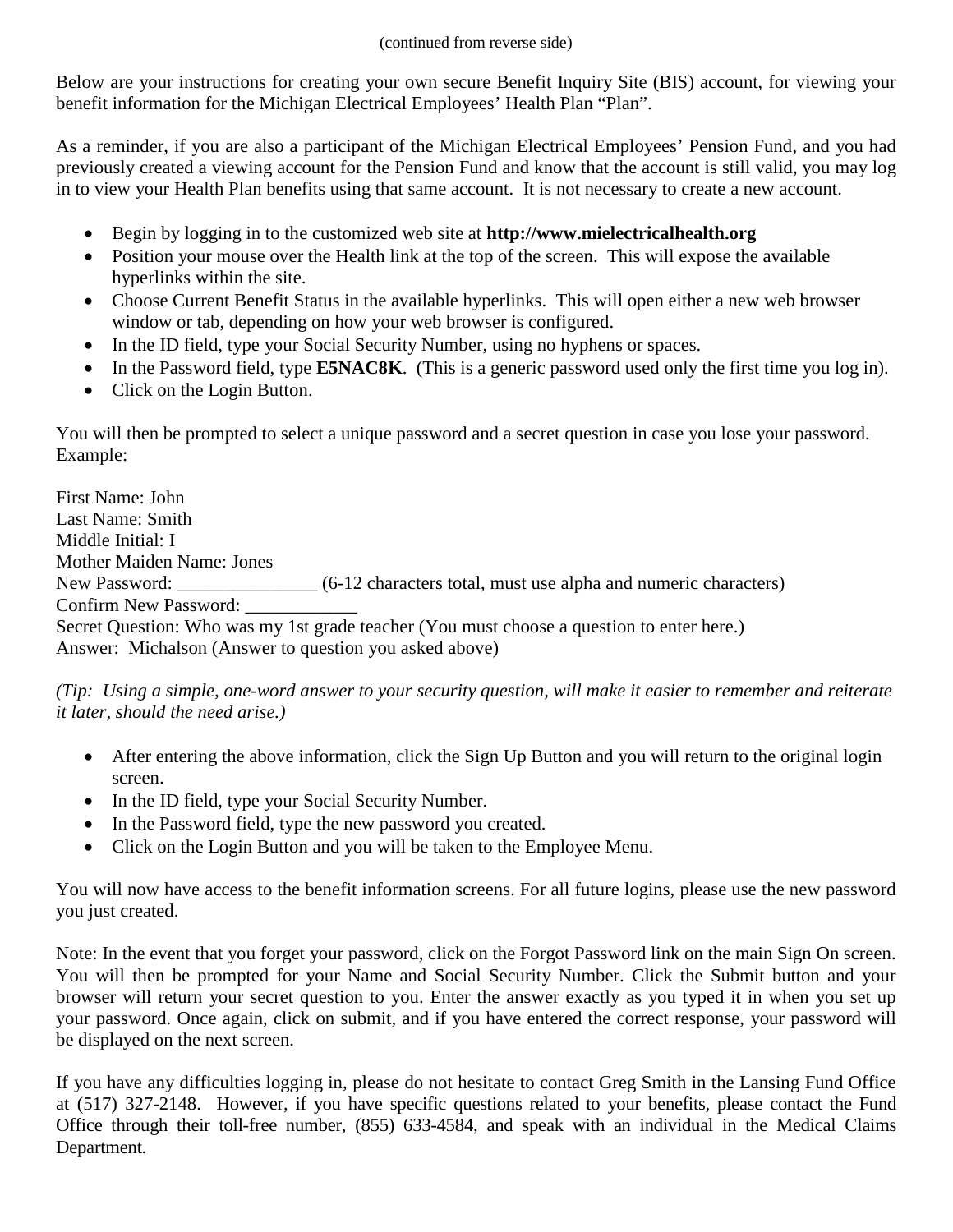(continued from reverse side)

Below are your instructions for creating your own secure Benefit Inquiry Site (BIS) account, for viewing your benefit information for the Michigan Electrical Employees' Health Plan "Plan".

As a reminder, if you are also a participant of the Michigan Electrical Employees' Pension Fund, and you had previously created a viewing account for the Pension Fund and know that the account is still valid, you may log in to view your Health Plan benefits using that same account. It is not necessary to create a new account.

- Begin by logging in to the customized web site at **http://www.mielectricalhealth.org**
- Position your mouse over the Health link at the top of the screen. This will expose the available hyperlinks within the site.
- Choose Current Benefit Status in the available hyperlinks. This will open either a new web browser window or tab, depending on how your web browser is configured.
- In the ID field, type your Social Security Number, using no hyphens or spaces.
- In the Password field, type **E5NAC8K**. (This is a generic password used only the first time you log in).
- Click on the Login Button.

You will then be prompted to select a unique password and a secret question in case you lose your password. Example:

First Name: John
Last Name: Smith
Middle Initial: I
Mother Maiden Name: Jones
New Password: _______________ (6-12 characters total, must use alpha and numeric characters)
Confirm New Password: ____________
Secret Question: Who was my 1st grade teacher (You must choose a question to enter here.)
Answer: Michalson (Answer to question you asked above)

*(Tip: Using a simple, one-word answer to your security question, will make it easier to remember and reiterate it later, should the need arise.)*

- After entering the above information, click the Sign Up Button and you will return to the original login screen.
- In the ID field, type your Social Security Number.
- In the Password field, type the new password you created.
- Click on the Login Button and you will be taken to the Employee Menu.

You will now have access to the benefit information screens. For all future logins, please use the new password you just created.

Note: In the event that you forget your password, click on the Forgot Password link on the main Sign On screen. You will then be prompted for your Name and Social Security Number. Click the Submit button and your browser will return your secret question to you. Enter the answer exactly as you typed it in when you set up your password. Once again, click on submit, and if you have entered the correct response, your password will be displayed on the next screen.

If you have any difficulties logging in, please do not hesitate to contact Greg Smith in the Lansing Fund Office at (517) 327-2148. However, if you have specific questions related to your benefits, please contact the Fund Office through their toll-free number, (855) 633-4584, and speak with an individual in the Medical Claims Department.